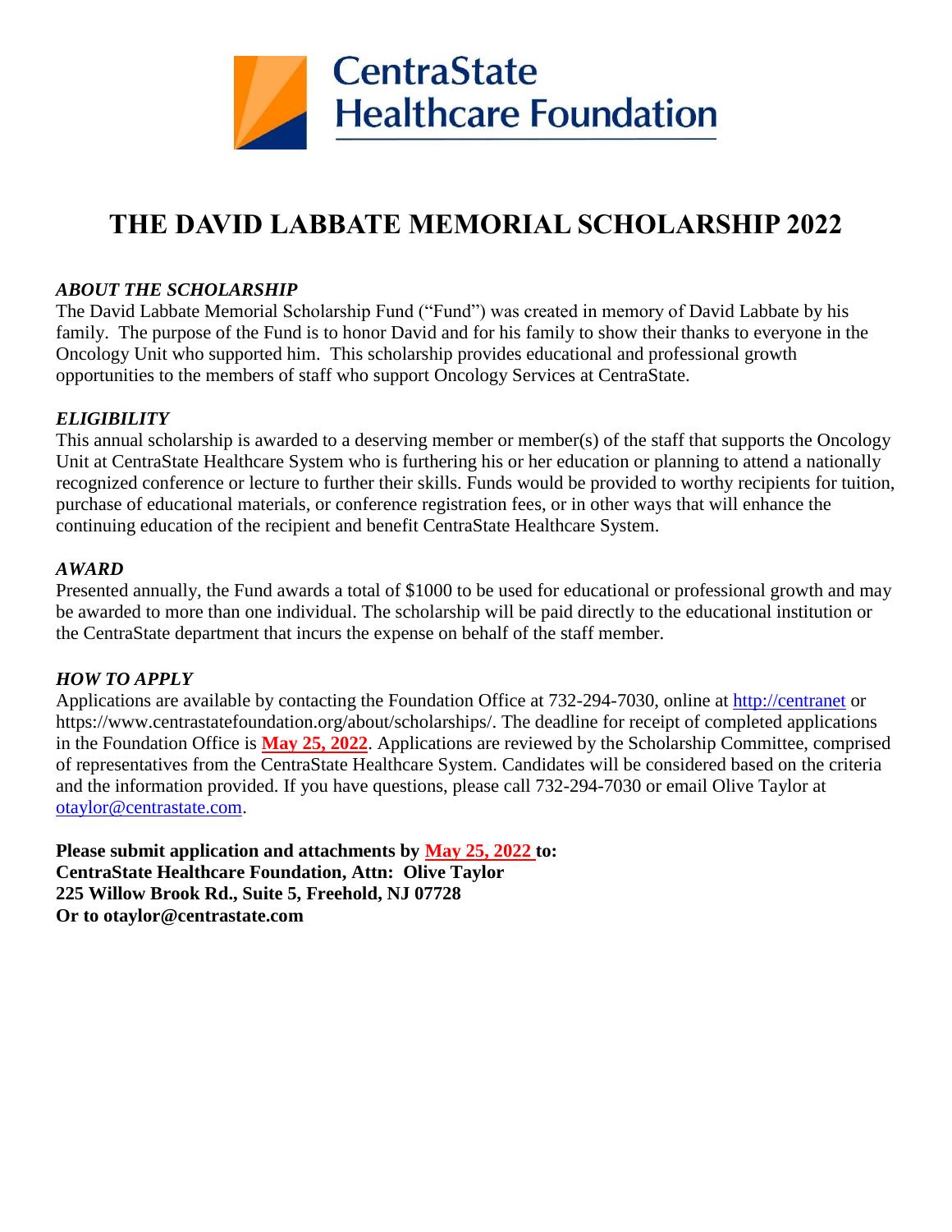CentraState Healthcare Foundation

# THE DAVID LABBATE MEMORIAL SCHOLARSHIP 2022

### *ABOUT THE SCHOLARSHIP*

The David Labbate Memorial Scholarship Fund ("Fund") was created in memory of David Labbate by his family. The purpose of the Fund is to honor David and for his family to show their thanks to everyone in the Oncology Unit who supported him. This scholarship provides educational and professional growth opportunities to the members of staff who support Oncology Services at CentraState.

### *ELIGIBILITY*

This annual scholarship is awarded to a deserving member or member(s) of the staff that supports the Oncology Unit at CentraState Healthcare System who is furthering his or her education or planning to attend a nationally recognized conference or lecture to further their skills. Funds would be provided to worthy recipients for tuition, purchase of educational materials, or conference registration fees, or in other ways that will enhance the continuing education of the recipient and benefit CentraState Healthcare System.

### *AWARD*

Presented annually, the Fund awards a total of $1000 to be used for educational or professional growth and may be awarded to more than one individual. The scholarship will be paid directly to the educational institution or the CentraState department that incurs the expense on behalf of the staff member.

### *HOW TO APPLY*

Applications are available by contacting the Foundation Office at 732-294-7030, online at http://centranet or https://www.centrastatefoundation.org/about/scholarships/. The deadline for receipt of completed applications in the Foundation Office is **May 25, 2022**. Applications are reviewed by the Scholarship Committee, comprised of representatives from the CentraState Healthcare System. Candidates will be considered based on the criteria and the information provided. If you have questions, please call 732-294-7030 or email Olive Taylor at otaylor@centrastate.com.

**Please submit application and attachments by May 25, 2022 to:**
**CentraState Healthcare Foundation, Attn: Olive Taylor**
**225 Willow Brook Rd., Suite 5, Freehold, NJ 07728**
**Or to otaylor@centrastate.com**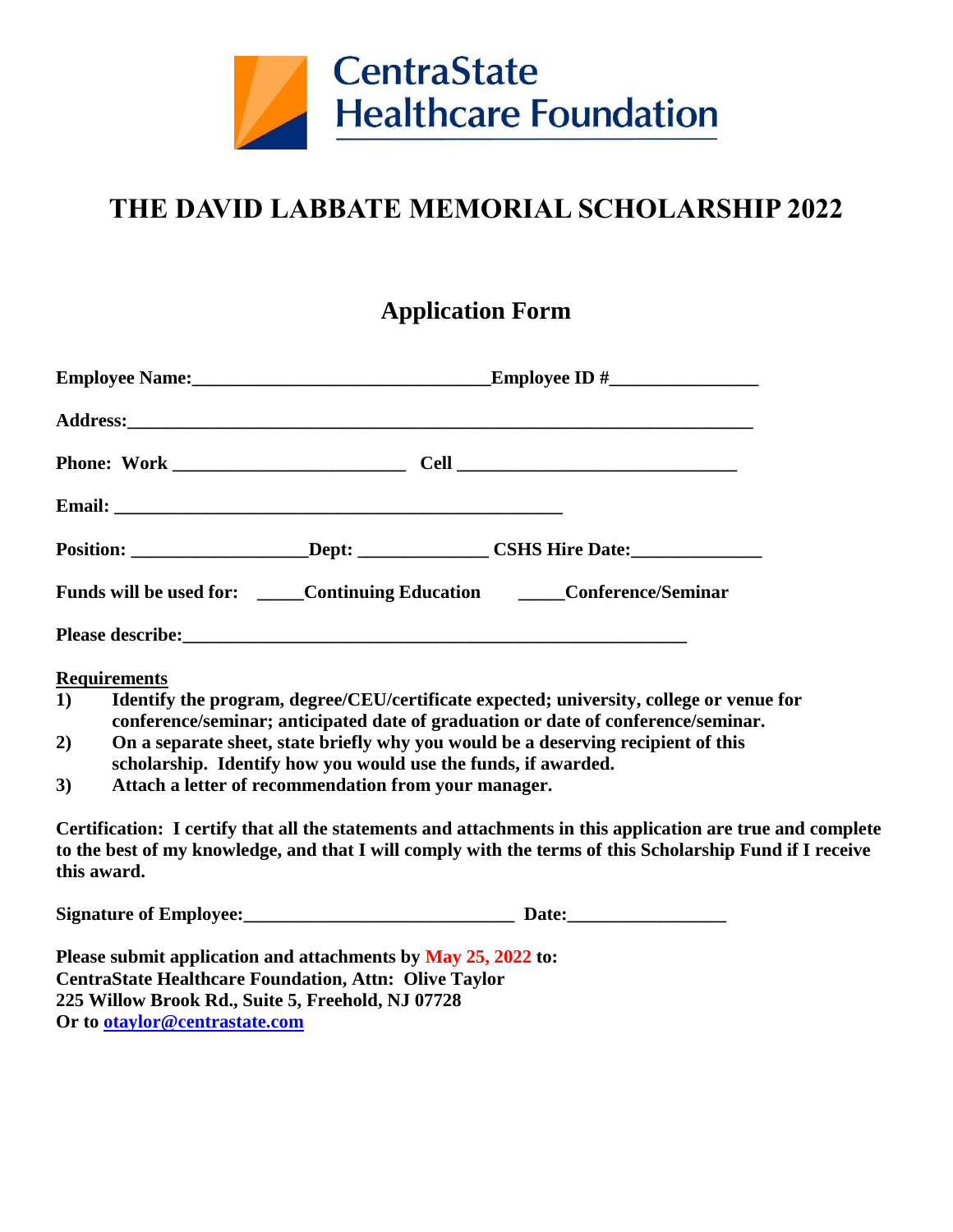CentraState
Healthcare Foundation

# THE DAVID LABBATE MEMORIAL SCHOLARSHIP 2022

## Application Form

**Employee Name:________________________________Employee ID #________________**

**Address:___________________________________________________________________**

**Phone: Work _________________________ Cell ______________________________**

**Email: ________________________________________________**

**Position: ___________________Dept: ______________ CSHS Hire Date:______________**

**Funds will be used for: _____Continuing Education _____Conference/Seminar**

**Please describe:_______________________________________________________**

**Requirements**

1) **Identify the program, degree/CEU/certificate expected; university, college or venue for conference/seminar; anticipated date of graduation or date of conference/seminar.**
2) **On a separate sheet, state briefly why you would be a deserving recipient of this scholarship. Identify how you would use the funds, if awarded.**
3) **Attach a letter of recommendation from your manager.**

**Certification: I certify that all the statements and attachments in this application are true and complete to the best of my knowledge, and that I will comply with the terms of this Scholarship Fund if I receive this award.**

**Signature of Employee:_____________________________ Date:_________________**

**Please submit application and attachments by May 25, 2022 to:**
**CentraState Healthcare Foundation, Attn: Olive Taylor**
**225 Willow Brook Rd., Suite 5, Freehold, NJ 07728**
**Or to otaylor@centrastate.com**